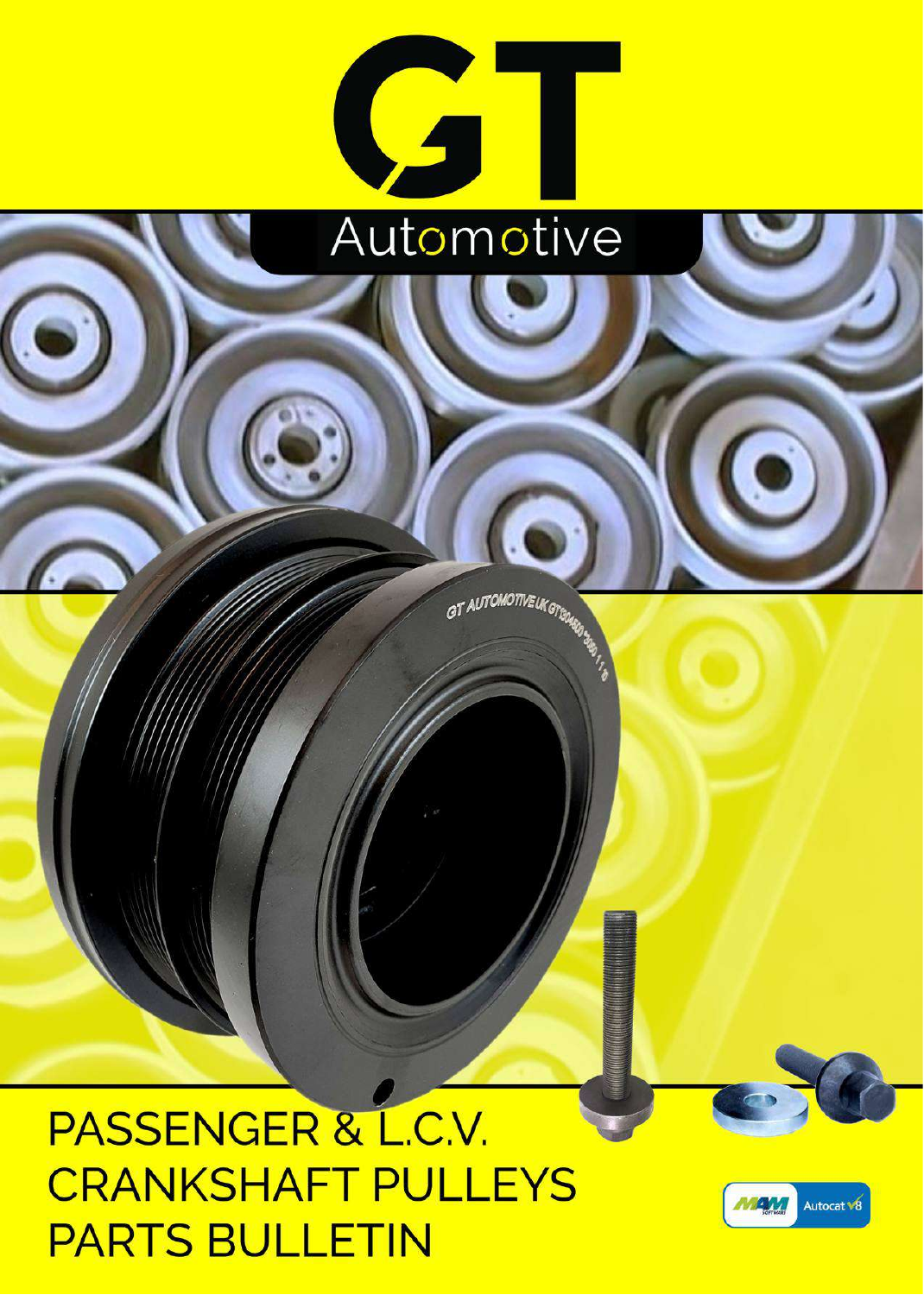# GT Automotive

# PASSENGER & L.C.V. CRANKSHAFT PULLEYS PARTS BULLETIN

Autocat V8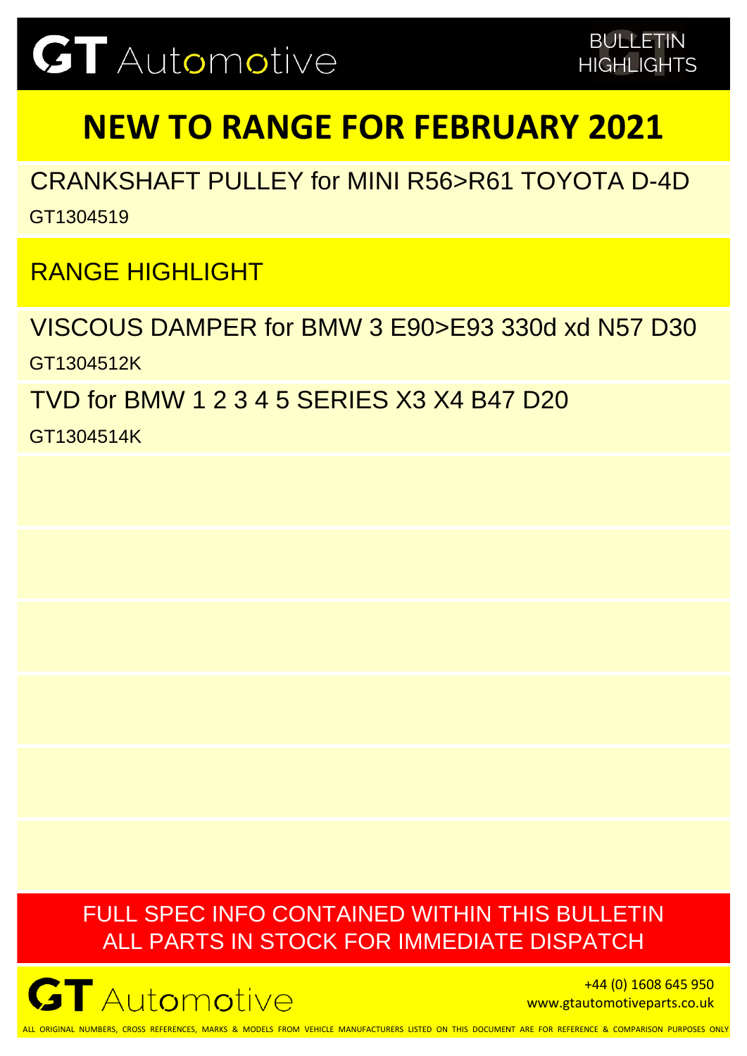# GT Automotive

BULLETIN HIGHLIGHTS

## NEW TO RANGE FOR FEBRUARY 2021

CRANKSHAFT PULLEY for MINI R56>R61 TOYOTA D-4D

GT1304519

## RANGE HIGHLIGHT

VISCOUS DAMPER for BMW 3 E90>E93 330d xd N57 D30

GT1304512K

TVD for BMW 1 2 3 4 5 SERIES X3 X4 B47 D20

GT1304514K

FULL SPEC INFO CONTAINED WITHIN THIS BULLETIN
ALL PARTS IN STOCK FOR IMMEDIATE DISPATCH

GT Automotive

+44 (0) 1608 645 950
www.gtautomotiveparts.co.uk

ALL ORIGINAL NUMBERS, CROSS REFERENCES, MARKS & MODELS FROM VEHICLE MANUFACTURERS LISTED ON THIS DOCUMENT ARE FOR REFERENCE & COMPARISON PURPOSES ONLY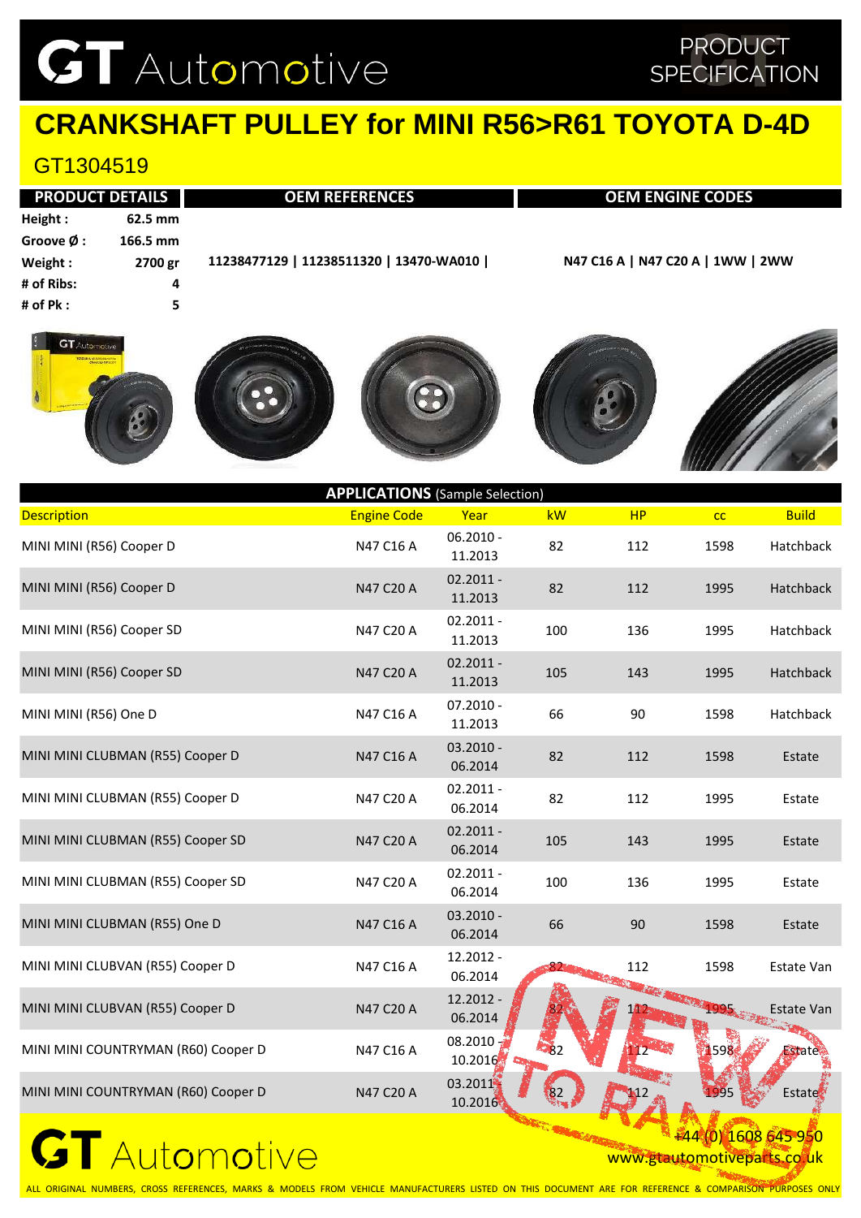# GT Automotive

PRODUCT SPECIFICATION

## CRANKSHAFT PULLEY for MINI R56>R61 TOYOTA D-4D

GT1304519

| PRODUCT DETAILS | | OEM REFERENCES | OEM ENGINE CODES |
|---|---|---|---|
| Height : | 62.5 mm | 11238477129 \| 11238511320 \| 13470-WA010 \| | N47 C16 A \| N47 C20 A \| 1WW \| 2WW |
| Groove Ø : | 166.5 mm | | |
| Weight : | 2700 gr | | |
| # of Ribs: | 4 | | |
| # of Pk : | 5 | | |

**APPLICATIONS** (Sample Selection)

| Description | Engine Code | Year | kW | HP | cc | Build |
|---|---|---|---|---|---|---|
| MINI MINI (R56) Cooper D | N47 C16 A | 06.2010 - 11.2013 | 82 | 112 | 1598 | Hatchback |
| MINI MINI (R56) Cooper D | N47 C20 A | 02.2011 - 11.2013 | 82 | 112 | 1995 | Hatchback |
| MINI MINI (R56) Cooper SD | N47 C20 A | 02.2011 - 11.2013 | 100 | 136 | 1995 | Hatchback |
| MINI MINI (R56) Cooper SD | N47 C20 A | 02.2011 - 11.2013 | 105 | 143 | 1995 | Hatchback |
| MINI MINI (R56) One D | N47 C16 A | 07.2010 - 11.2013 | 66 | 90 | 1598 | Hatchback |
| MINI MINI CLUBMAN (R55) Cooper D | N47 C16 A | 03.2010 - 06.2014 | 82 | 112 | 1598 | Estate |
| MINI MINI CLUBMAN (R55) Cooper D | N47 C20 A | 02.2011 - 06.2014 | 82 | 112 | 1995 | Estate |
| MINI MINI CLUBMAN (R55) Cooper SD | N47 C20 A | 02.2011 - 06.2014 | 105 | 143 | 1995 | Estate |
| MINI MINI CLUBMAN (R55) Cooper SD | N47 C20 A | 02.2011 - 06.2014 | 100 | 136 | 1995 | Estate |
| MINI MINI CLUBMAN (R55) One D | N47 C16 A | 03.2010 - 06.2014 | 66 | 90 | 1598 | Estate |
| MINI MINI CLUBVAN (R55) Cooper D | N47 C16 A | 12.2012 - 06.2014 | 82 | 112 | 1598 | Estate Van |
| MINI MINI CLUBVAN (R55) Cooper D | N47 C20 A | 12.2012 - 06.2014 | 82 | 112 | 1995 | Estate Van |
| MINI MINI COUNTRYMAN (R60) Cooper D | N47 C16 A | 08.2010 - 10.2016 | 82 | 112 | 1598 | Estate |
| MINI MINI COUNTRYMAN (R60) Cooper D | N47 C20 A | 03.2011 - 10.2016 | 82 | 112 | 1995 | Estate |

NEW TO RANGE

GT Automotive

+44 (0) 1608 645 950

www.gtautomotiveparts.co.uk

ALL ORIGINAL NUMBERS, CROSS REFERENCES, MARKS & MODELS FROM VEHICLE MANUFACTURERS LISTED ON THIS DOCUMENT ARE FOR REFERENCE & COMPARISON PURPOSES ONLY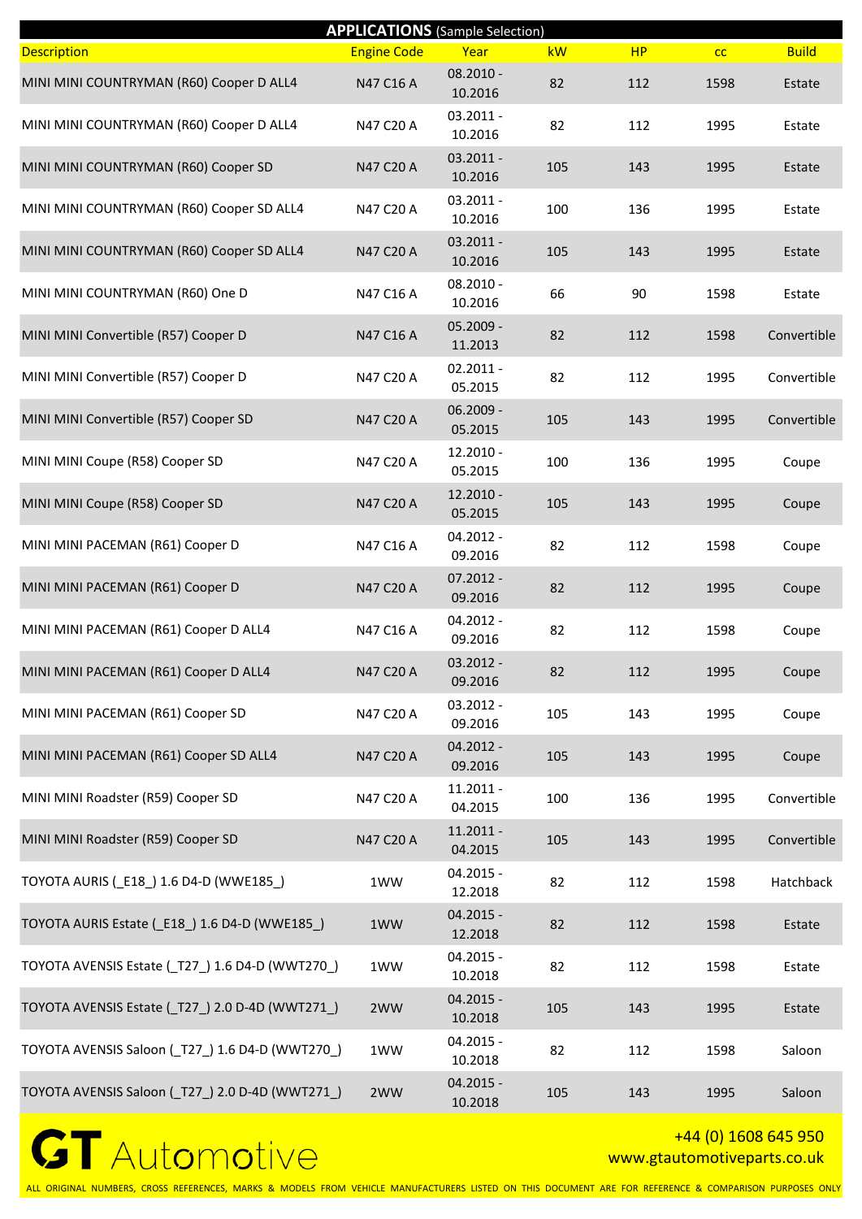## APPLICATIONS (Sample Selection)

| Description | Engine Code | Year | kW | HP | cc | Build |
|---|---|---|---|---|---|---|
| MINI MINI COUNTRYMAN (R60) Cooper D ALL4 | N47 C16 A | 08.2010 - 10.2016 | 82 | 112 | 1598 | Estate |
| MINI MINI COUNTRYMAN (R60) Cooper D ALL4 | N47 C20 A | 03.2011 - 10.2016 | 82 | 112 | 1995 | Estate |
| MINI MINI COUNTRYMAN (R60) Cooper SD | N47 C20 A | 03.2011 - 10.2016 | 105 | 143 | 1995 | Estate |
| MINI MINI COUNTRYMAN (R60) Cooper SD ALL4 | N47 C20 A | 03.2011 - 10.2016 | 100 | 136 | 1995 | Estate |
| MINI MINI COUNTRYMAN (R60) Cooper SD ALL4 | N47 C20 A | 03.2011 - 10.2016 | 105 | 143 | 1995 | Estate |
| MINI MINI COUNTRYMAN (R60) One D | N47 C16 A | 08.2010 - 10.2016 | 66 | 90 | 1598 | Estate |
| MINI MINI Convertible (R57) Cooper D | N47 C16 A | 05.2009 - 11.2013 | 82 | 112 | 1598 | Convertible |
| MINI MINI Convertible (R57) Cooper D | N47 C20 A | 02.2011 - 05.2015 | 82 | 112 | 1995 | Convertible |
| MINI MINI Convertible (R57) Cooper SD | N47 C20 A | 06.2009 - 05.2015 | 105 | 143 | 1995 | Convertible |
| MINI MINI Coupe (R58) Cooper SD | N47 C20 A | 12.2010 - 05.2015 | 100 | 136 | 1995 | Coupe |
| MINI MINI Coupe (R58) Cooper SD | N47 C20 A | 12.2010 - 05.2015 | 105 | 143 | 1995 | Coupe |
| MINI MINI PACEMAN (R61) Cooper D | N47 C16 A | 04.2012 - 09.2016 | 82 | 112 | 1598 | Coupe |
| MINI MINI PACEMAN (R61) Cooper D | N47 C20 A | 07.2012 - 09.2016 | 82 | 112 | 1995 | Coupe |
| MINI MINI PACEMAN (R61) Cooper D ALL4 | N47 C16 A | 04.2012 - 09.2016 | 82 | 112 | 1598 | Coupe |
| MINI MINI PACEMAN (R61) Cooper D ALL4 | N47 C20 A | 03.2012 - 09.2016 | 82 | 112 | 1995 | Coupe |
| MINI MINI PACEMAN (R61) Cooper SD | N47 C20 A | 03.2012 - 09.2016 | 105 | 143 | 1995 | Coupe |
| MINI MINI PACEMAN (R61) Cooper SD ALL4 | N47 C20 A | 04.2012 - 09.2016 | 105 | 143 | 1995 | Coupe |
| MINI MINI Roadster (R59) Cooper SD | N47 C20 A | 11.2011 - 04.2015 | 100 | 136 | 1995 | Convertible |
| MINI MINI Roadster (R59) Cooper SD | N47 C20 A | 11.2011 - 04.2015 | 105 | 143 | 1995 | Convertible |
| TOYOTA AURIS (_E18_) 1.6 D4-D (WWE185_) | 1WW | 04.2015 - 12.2018 | 82 | 112 | 1598 | Hatchback |
| TOYOTA AURIS Estate (_E18_) 1.6 D4-D (WWE185_) | 1WW | 04.2015 - 12.2018 | 82 | 112 | 1598 | Estate |
| TOYOTA AVENSIS Estate (_T27_) 1.6 D4-D (WWT270_) | 1WW | 04.2015 - 10.2018 | 82 | 112 | 1598 | Estate |
| TOYOTA AVENSIS Estate (_T27_) 2.0 D-4D (WWT271_) | 2WW | 04.2015 - 10.2018 | 105 | 143 | 1995 | Estate |
| TOYOTA AVENSIS Saloon (_T27_) 1.6 D4-D (WWT270_) | 1WW | 04.2015 - 10.2018 | 82 | 112 | 1598 | Saloon |
| TOYOTA AVENSIS Saloon (_T27_) 2.0 D-4D (WWT271_) | 2WW | 04.2015 - 10.2018 | 105 | 143 | 1995 | Saloon |

GT Automotive

+44 (0) 1608 645 950
www.gtautomotiveparts.co.uk

ALL ORIGINAL NUMBERS, CROSS REFERENCES, MARKS & MODELS FROM VEHICLE MANUFACTURERS LISTED ON THIS DOCUMENT ARE FOR REFERENCE & COMPARISON PURPOSES ONLY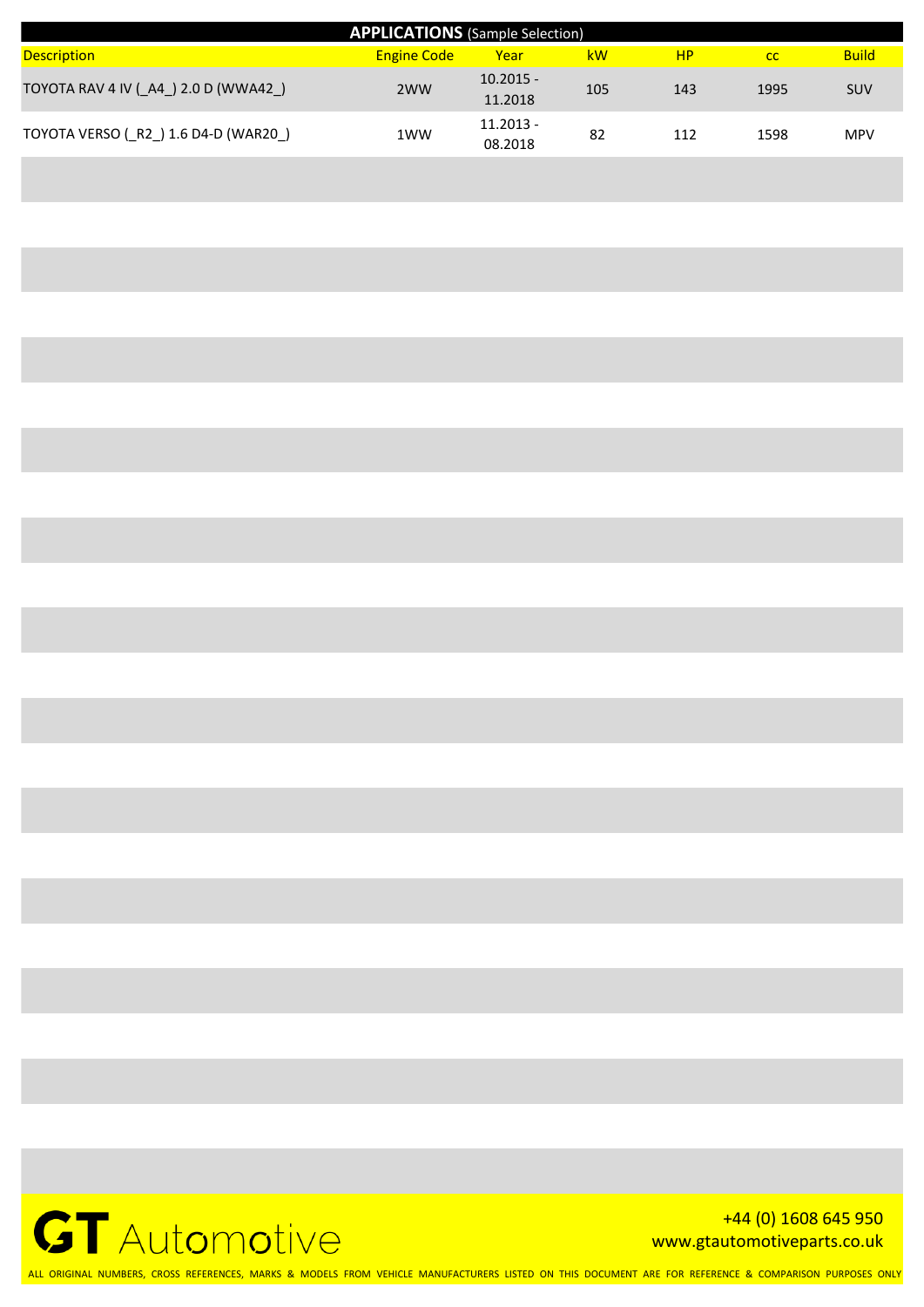## APPLICATIONS (Sample Selection)

| Description | Engine Code | Year | kW | HP | cc | Build |
|---|---|---|---|---|---|---|
| TOYOTA RAV 4 IV (_A4_) 2.0 D (WWA42_) | 2WW | 10.2015 - 11.2018 | 105 | 143 | 1995 | SUV |
| TOYOTA VERSO (_R2_) 1.6 D4-D (WAR20_) | 1WW | 11.2013 - 08.2018 | 82 | 112 | 1598 | MPV |

**GT** Automotive

+44 (0) 1608 645 950
www.gtautomotiveparts.co.uk

ALL ORIGINAL NUMBERS, CROSS REFERENCES, MARKS & MODELS FROM VEHICLE MANUFACTURERS LISTED ON THIS DOCUMENT ARE FOR REFERENCE & COMPARISON PURPOSES ONLY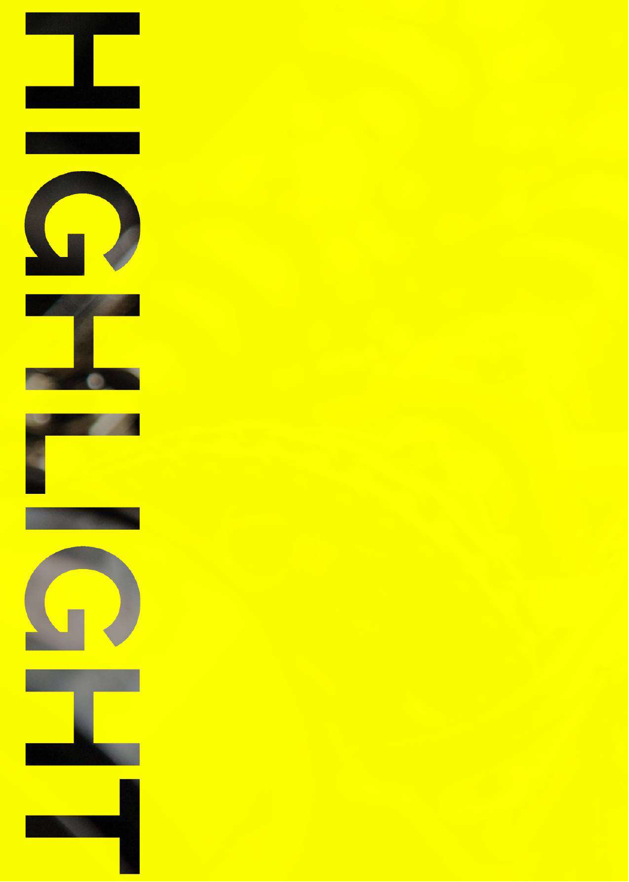# HIGHLIGHT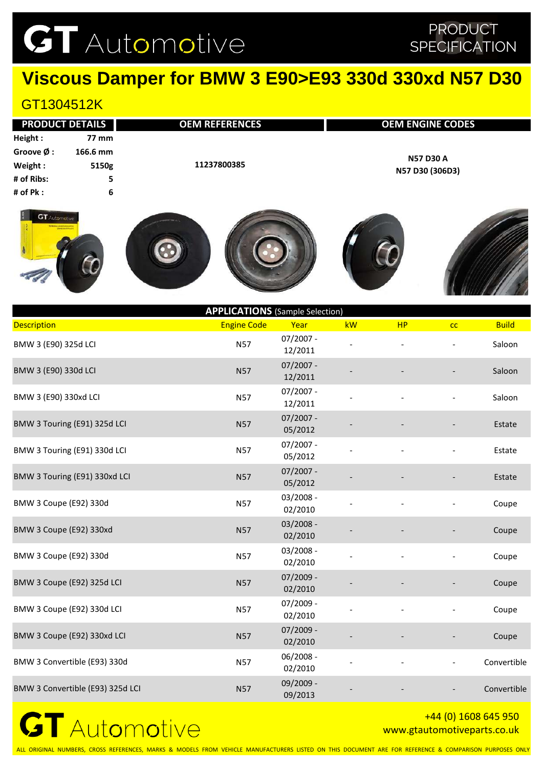# GT Automotive

PRODUCT SPECIFICATION

## Viscous Damper for BMW 3 E90>E93 330d 330xd N57 D30

GT1304512K

| PRODUCT DETAILS | | OEM REFERENCES | OEM ENGINE CODES |
|---|---|---|---|
| Height : | 77 mm | 11237800385 | N57 D30 A |
| Groove Ø : | 166.6 mm | | N57 D30 (306D3) |
| Weight : | 5150g | | |
| # of Ribs: | 5 | | |
| # of Pk : | 6 | | |

**APPLICATIONS** (Sample Selection)

| Description | Engine Code | Year | kW | HP | cc | Build |
|---|---|---|---|---|---|---|
| BMW 3 (E90) 325d LCI | N57 | 07/2007 - 12/2011 | - | - | - | Saloon |
| BMW 3 (E90) 330d LCI | N57 | 07/2007 - 12/2011 | - | - | - | Saloon |
| BMW 3 (E90) 330xd LCI | N57 | 07/2007 - 12/2011 | - | - | - | Saloon |
| BMW 3 Touring (E91) 325d LCI | N57 | 07/2007 - 05/2012 | - | - | - | Estate |
| BMW 3 Touring (E91) 330d LCI | N57 | 07/2007 - 05/2012 | - | - | - | Estate |
| BMW 3 Touring (E91) 330xd LCI | N57 | 07/2007 - 05/2012 | - | - | - | Estate |
| BMW 3 Coupe (E92) 330d | N57 | 03/2008 - 02/2010 | - | - | - | Coupe |
| BMW 3 Coupe (E92) 330xd | N57 | 03/2008 - 02/2010 | - | - | - | Coupe |
| BMW 3 Coupe (E92) 330d | N57 | 03/2008 - 02/2010 | - | - | - | Coupe |
| BMW 3 Coupe (E92) 325d LCI | N57 | 07/2009 - 02/2010 | - | - | - | Coupe |
| BMW 3 Coupe (E92) 330d LCI | N57 | 07/2009 - 02/2010 | - | - | - | Coupe |
| BMW 3 Coupe (E92) 330xd LCI | N57 | 07/2009 - 02/2010 | - | - | - | Coupe |
| BMW 3 Convertible (E93) 330d | N57 | 06/2008 - 02/2010 | - | - | - | Convertible |
| BMW 3 Convertible (E93) 325d LCI | N57 | 09/2009 - 09/2013 | - | - | - | Convertible |

GT Automotive

+44 (0) 1608 645 950
www.gtautomotiveparts.co.uk

ALL ORIGINAL NUMBERS, CROSS REFERENCES, MARKS & MODELS FROM VEHICLE MANUFACTURERS LISTED ON THIS DOCUMENT ARE FOR REFERENCE & COMPARISON PURPOSES ONLY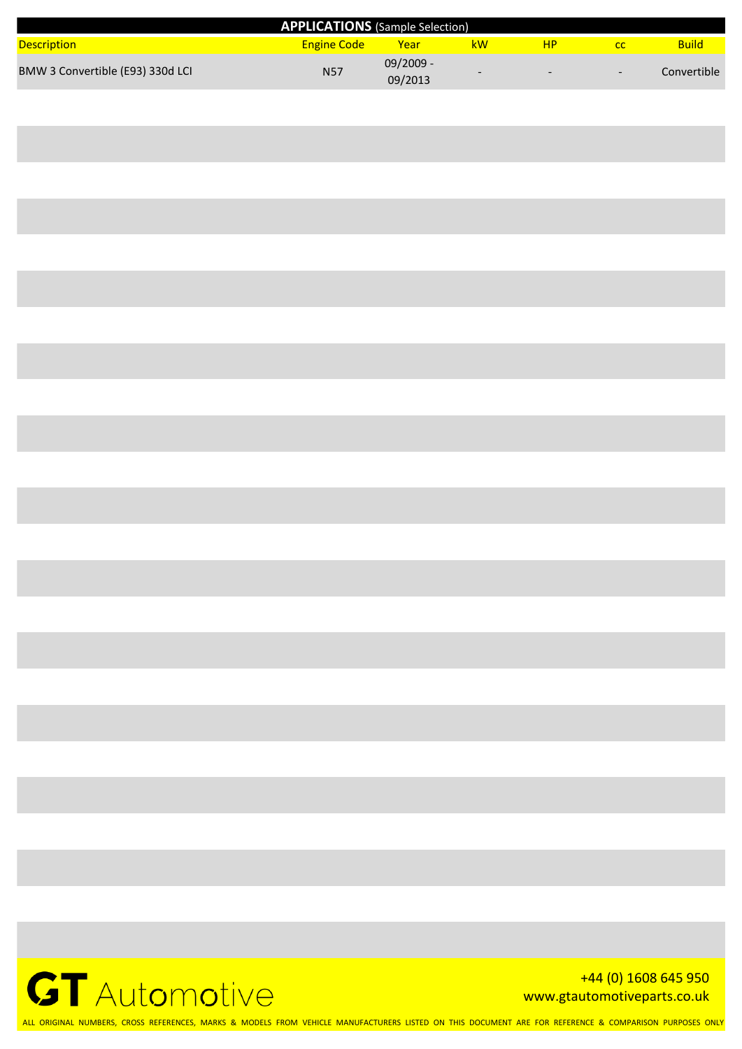## APPLICATIONS (Sample Selection)

| Description | Engine Code | Year | kW | HP | cc | Build |
|---|---|---|---|---|---|---|
| BMW 3 Convertible (E93) 330d LCI | N57 | 09/2009 - 09/2013 | - | - | - | Convertible |

**GT Automotive**

+44 (0) 1608 645 950
www.gtautomotiveparts.co.uk

ALL ORIGINAL NUMBERS, CROSS REFERENCES, MARKS & MODELS FROM VEHICLE MANUFACTURERS LISTED ON THIS DOCUMENT ARE FOR REFERENCE & COMPARISON PURPOSES ONLY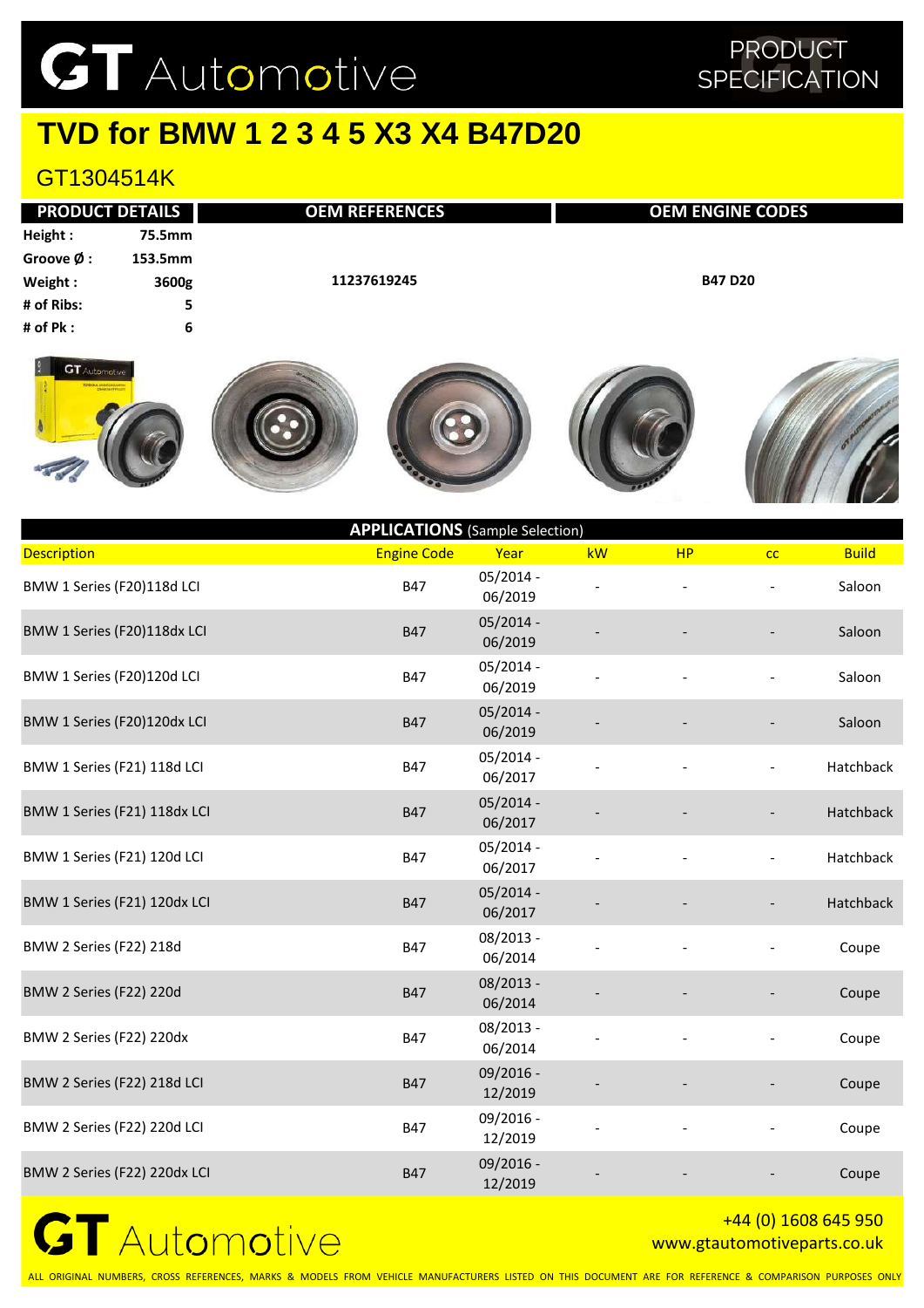# TVD for BMW 1 2 3 4 5 X3 X4 B47D20

## GT1304514K

| PRODUCT DETAILS | | OEM REFERENCES | OEM ENGINE CODES |
|---|---|---|---|
| Height : | 75.5mm | 11237619245 | B47 D20 |
| Groove Ø : | 153.5mm | | |
| Weight : | 3600g | | |
| # of Ribs: | 5 | | |
| # of Pk : | 6 | | |

**APPLICATIONS** (Sample Selection)

| Description | Engine Code | Year | kW | HP | cc | Build |
|---|---|---|---|---|---|---|
| BMW 1 Series (F20)118d LCI | B47 | 05/2014 - 06/2019 | - | - | - | Saloon |
| BMW 1 Series (F20)118dx LCI | B47 | 05/2014 - 06/2019 | - | - | - | Saloon |
| BMW 1 Series (F20)120d LCI | B47 | 05/2014 - 06/2019 | - | - | - | Saloon |
| BMW 1 Series (F20)120dx LCI | B47 | 05/2014 - 06/2019 | - | - | - | Saloon |
| BMW 1 Series (F21) 118d LCI | B47 | 05/2014 - 06/2017 | - | - | - | Hatchback |
| BMW 1 Series (F21) 118dx LCI | B47 | 05/2014 - 06/2017 | - | - | - | Hatchback |
| BMW 1 Series (F21) 120d LCI | B47 | 05/2014 - 06/2017 | - | - | - | Hatchback |
| BMW 1 Series (F21) 120dx LCI | B47 | 05/2014 - 06/2017 | - | - | - | Hatchback |
| BMW 2 Series (F22) 218d | B47 | 08/2013 - 06/2014 | - | - | - | Coupe |
| BMW 2 Series (F22) 220d | B47 | 08/2013 - 06/2014 | - | - | - | Coupe |
| BMW 2 Series (F22) 220dx | B47 | 08/2013 - 06/2014 | - | - | - | Coupe |
| BMW 2 Series (F22) 218d LCI | B47 | 09/2016 - 12/2019 | - | - | - | Coupe |
| BMW 2 Series (F22) 220d LCI | B47 | 09/2016 - 12/2019 | - | - | - | Coupe |
| BMW 2 Series (F22) 220dx LCI | B47 | 09/2016 - 12/2019 | - | - | - | Coupe |

GT Automotive

+44 (0) 1608 645 950
www.gtautomotiveparts.co.uk

ALL ORIGINAL NUMBERS, CROSS REFERENCES, MARKS & MODELS FROM VEHICLE MANUFACTURERS LISTED ON THIS DOCUMENT ARE FOR REFERENCE & COMPARISON PURPOSES ONLY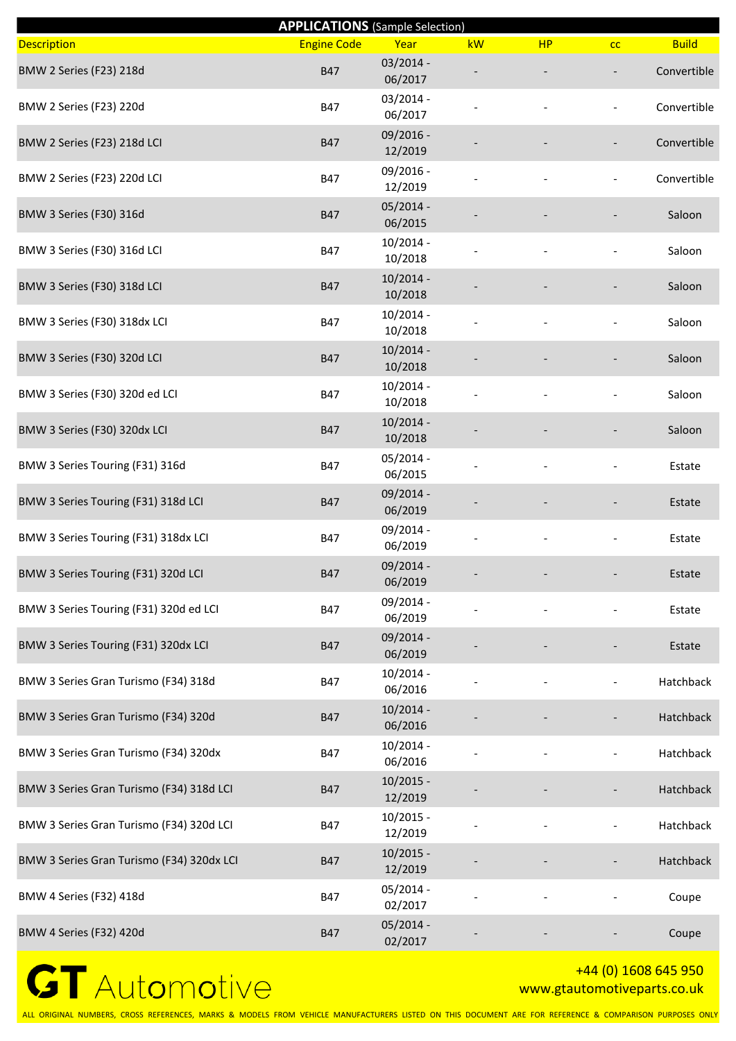**APPLICATIONS** (Sample Selection)

| Description | Engine Code | Year | kW | HP | cc | Build |
|---|---|---|---|---|---|---|
| BMW 2 Series (F23) 218d | B47 | 03/2014 - 06/2017 | - | - | - | Convertible |
| BMW 2 Series (F23) 220d | B47 | 03/2014 - 06/2017 | - | - | - | Convertible |
| BMW 2 Series (F23) 218d LCI | B47 | 09/2016 - 12/2019 | - | - | - | Convertible |
| BMW 2 Series (F23) 220d LCI | B47 | 09/2016 - 12/2019 | - | - | - | Convertible |
| BMW 3 Series (F30) 316d | B47 | 05/2014 - 06/2015 | - | - | - | Saloon |
| BMW 3 Series (F30) 316d LCI | B47 | 10/2014 - 10/2018 | - | - | - | Saloon |
| BMW 3 Series (F30) 318d LCI | B47 | 10/2014 - 10/2018 | - | - | - | Saloon |
| BMW 3 Series (F30) 318dx LCI | B47 | 10/2014 - 10/2018 | - | - | - | Saloon |
| BMW 3 Series (F30) 320d LCI | B47 | 10/2014 - 10/2018 | - | - | - | Saloon |
| BMW 3 Series (F30) 320d ed LCI | B47 | 10/2014 - 10/2018 | - | - | - | Saloon |
| BMW 3 Series (F30) 320dx LCI | B47 | 10/2014 - 10/2018 | - | - | - | Saloon |
| BMW 3 Series Touring (F31) 316d | B47 | 05/2014 - 06/2015 | - | - | - | Estate |
| BMW 3 Series Touring (F31) 318d LCI | B47 | 09/2014 - 06/2019 | - | - | - | Estate |
| BMW 3 Series Touring (F31) 318dx LCI | B47 | 09/2014 - 06/2019 | - | - | - | Estate |
| BMW 3 Series Touring (F31) 320d LCI | B47 | 09/2014 - 06/2019 | - | - | - | Estate |
| BMW 3 Series Touring (F31) 320d ed LCI | B47 | 09/2014 - 06/2019 | - | - | - | Estate |
| BMW 3 Series Touring (F31) 320dx LCI | B47 | 09/2014 - 06/2019 | - | - | - | Estate |
| BMW 3 Series Gran Turismo (F34) 318d | B47 | 10/2014 - 06/2016 | - | - | - | Hatchback |
| BMW 3 Series Gran Turismo (F34) 320d | B47 | 10/2014 - 06/2016 | - | - | - | Hatchback |
| BMW 3 Series Gran Turismo (F34) 320dx | B47 | 10/2014 - 06/2016 | - | - | - | Hatchback |
| BMW 3 Series Gran Turismo (F34) 318d LCI | B47 | 10/2015 - 12/2019 | - | - | - | Hatchback |
| BMW 3 Series Gran Turismo (F34) 320d LCI | B47 | 10/2015 - 12/2019 | - | - | - | Hatchback |
| BMW 3 Series Gran Turismo (F34) 320dx LCI | B47 | 10/2015 - 12/2019 | - | - | - | Hatchback |
| BMW 4 Series (F32) 418d | B47 | 05/2014 - 02/2017 | - | - | - | Coupe |
| BMW 4 Series (F32) 420d | B47 | 05/2014 - 02/2017 | - | - | - | Coupe |

GT Automotive

+44 (0) 1608 645 950
www.gtautomotiveparts.co.uk

ALL ORIGINAL NUMBERS, CROSS REFERENCES, MARKS & MODELS FROM VEHICLE MANUFACTURERS LISTED ON THIS DOCUMENT ARE FOR REFERENCE & COMPARISON PURPOSES ONLY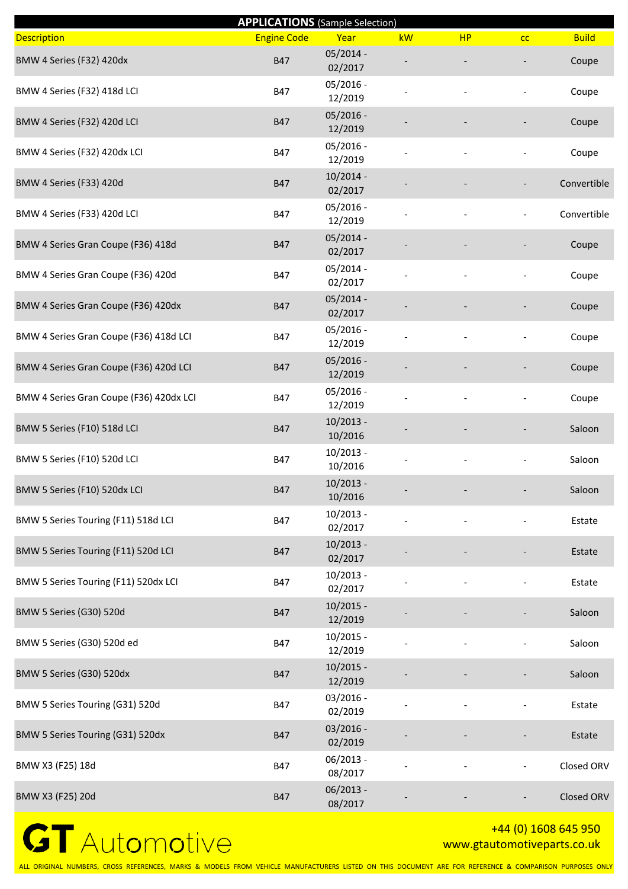## APPLICATIONS (Sample Selection)

| Description | Engine Code | Year | kW | HP | cc | Build |
|---|---|---|---|---|---|---|
| BMW 4 Series (F32) 420dx | B47 | 05/2014 - 02/2017 | - | - | - | Coupe |
| BMW 4 Series (F32) 418d LCI | B47 | 05/2016 - 12/2019 | - | - | - | Coupe |
| BMW 4 Series (F32) 420d LCI | B47 | 05/2016 - 12/2019 | - | - | - | Coupe |
| BMW 4 Series (F32) 420dx LCI | B47 | 05/2016 - 12/2019 | - | - | - | Coupe |
| BMW 4 Series (F33) 420d | B47 | 10/2014 - 02/2017 | - | - | - | Convertible |
| BMW 4 Series (F33) 420d LCI | B47 | 05/2016 - 12/2019 | - | - | - | Convertible |
| BMW 4 Series Gran Coupe (F36) 418d | B47 | 05/2014 - 02/2017 | - | - | - | Coupe |
| BMW 4 Series Gran Coupe (F36) 420d | B47 | 05/2014 - 02/2017 | - | - | - | Coupe |
| BMW 4 Series Gran Coupe (F36) 420dx | B47 | 05/2014 - 02/2017 | - | - | - | Coupe |
| BMW 4 Series Gran Coupe (F36) 418d LCI | B47 | 05/2016 - 12/2019 | - | - | - | Coupe |
| BMW 4 Series Gran Coupe (F36) 420d LCI | B47 | 05/2016 - 12/2019 | - | - | - | Coupe |
| BMW 4 Series Gran Coupe (F36) 420dx LCI | B47 | 05/2016 - 12/2019 | - | - | - | Coupe |
| BMW 5 Series (F10) 518d LCI | B47 | 10/2013 - 10/2016 | - | - | - | Saloon |
| BMW 5 Series (F10) 520d LCI | B47 | 10/2013 - 10/2016 | - | - | - | Saloon |
| BMW 5 Series (F10) 520dx LCI | B47 | 10/2013 - 10/2016 | - | - | - | Saloon |
| BMW 5 Series Touring (F11) 518d LCI | B47 | 10/2013 - 02/2017 | - | - | - | Estate |
| BMW 5 Series Touring (F11) 520d LCI | B47 | 10/2013 - 02/2017 | - | - | - | Estate |
| BMW 5 Series Touring (F11) 520dx LCI | B47 | 10/2013 - 02/2017 | - | - | - | Estate |
| BMW 5 Series (G30) 520d | B47 | 10/2015 - 12/2019 | - | - | - | Saloon |
| BMW 5 Series (G30) 520d ed | B47 | 10/2015 - 12/2019 | - | - | - | Saloon |
| BMW 5 Series (G30) 520dx | B47 | 10/2015 - 12/2019 | - | - | - | Saloon |
| BMW 5 Series Touring (G31) 520d | B47 | 03/2016 - 02/2019 | - | - | - | Estate |
| BMW 5 Series Touring (G31) 520dx | B47 | 03/2016 - 02/2019 | - | - | - | Estate |
| BMW X3 (F25) 18d | B47 | 06/2013 - 08/2017 | - | - | - | Closed ORV |
| BMW X3 (F25) 20d | B47 | 06/2013 - 08/2017 | - | - | - | Closed ORV |

GT Automotive

+44 (0) 1608 645 950
www.gtautomotiveparts.co.uk

ALL ORIGINAL NUMBERS, CROSS REFERENCES, MARKS & MODELS FROM VEHICLE MANUFACTURERS LISTED ON THIS DOCUMENT ARE FOR REFERENCE & COMPARISON PURPOSES ONLY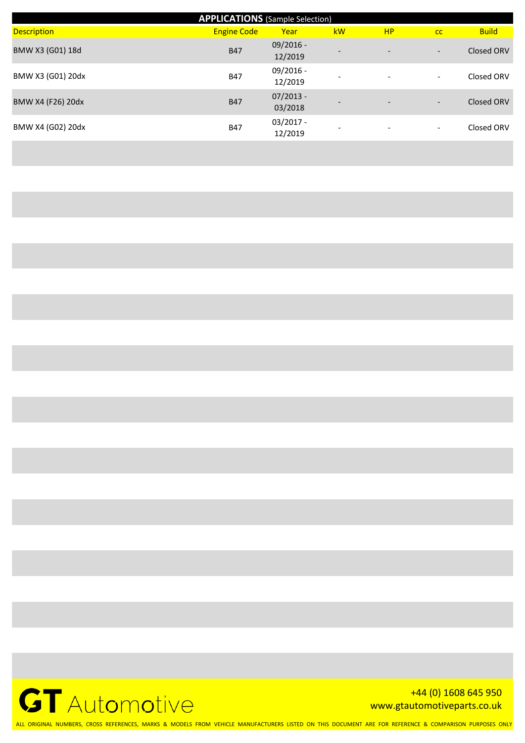## APPLICATIONS (Sample Selection)

| Description | Engine Code | Year | kW | HP | cc | Build |
|---|---|---|---|---|---|---|
| BMW X3 (G01) 18d | B47 | 09/2016 - 12/2019 | - | - | - | Closed ORV |
| BMW X3 (G01) 20dx | B47 | 09/2016 - 12/2019 | - | - | - | Closed ORV |
| BMW X4 (F26) 20dx | B47 | 07/2013 - 03/2018 | - | - | - | Closed ORV |
| BMW X4 (G02) 20dx | B47 | 03/2017 - 12/2019 | - | - | - | Closed ORV |

GT Automotive

+44 (0) 1608 645 950
www.gtautomotiveparts.co.uk

ALL ORIGINAL NUMBERS, CROSS REFERENCES, MARKS & MODELS FROM VEHICLE MANUFACTURERS LISTED ON THIS DOCUMENT ARE FOR REFERENCE & COMPARISON PURPOSES ONLY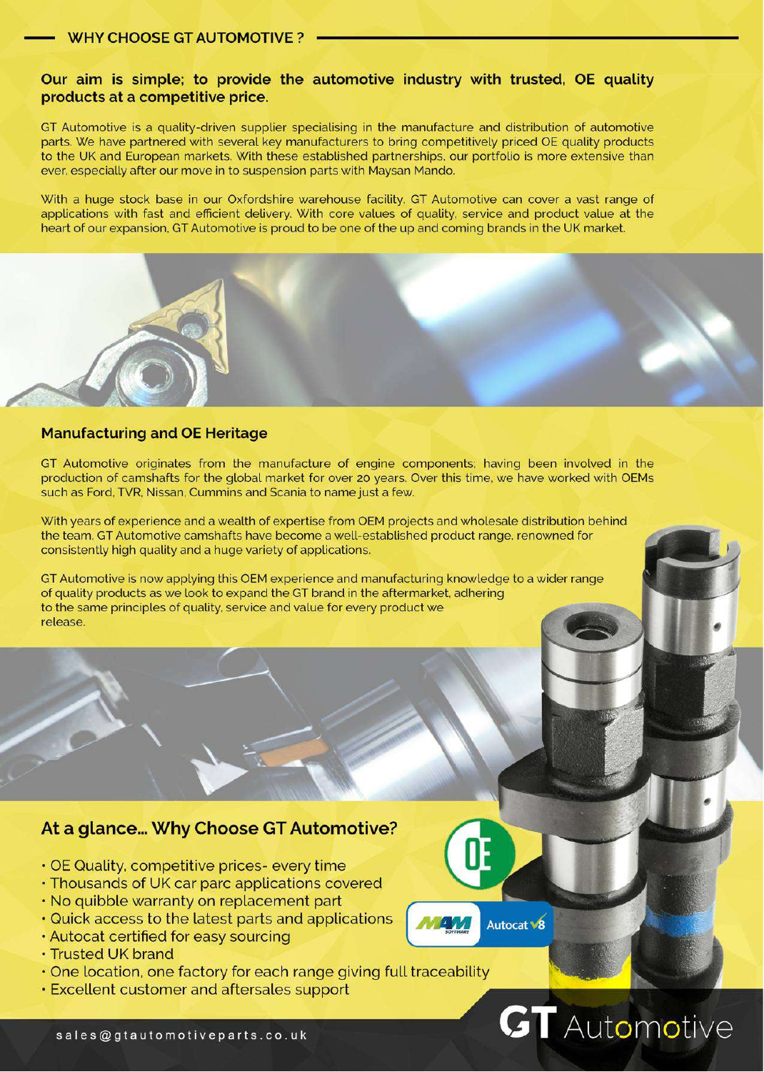## WHY CHOOSE GT AUTOMOTIVE ?

**Our aim is simple; to provide the automotive industry with trusted, OE quality products at a competitive price.**

GT Automotive is a quality-driven supplier specialising in the manufacture and distribution of automotive parts. We have partnered with several key manufacturers to bring competitively priced OE quality products to the UK and European markets. With these established partnerships, our portfolio is more extensive than ever, especially after our move in to suspension parts with Maysan Mando.

With a huge stock base in our Oxfordshire warehouse facility, GT Automotive can cover a vast range of applications with fast and efficient delivery. With core values of quality, service and product value at the heart of our expansion, GT Automotive is proud to be one of the up and coming brands in the UK market.

### Manufacturing and OE Heritage

GT Automotive originates from the manufacture of engine components; having been involved in the production of camshafts for the global market for over 20 years. Over this time, we have worked with OEMs such as Ford, TVR, Nissan, Cummins and Scania to name just a few.

With years of experience and a wealth of expertise from OEM projects and wholesale distribution behind the team, GT Automotive camshafts have become a well-established product range, renowned for consistently high quality and a huge variety of applications.

GT Automotive is now applying this OEM experience and manufacturing knowledge to a wider range of quality products as we look to expand the GT brand in the aftermarket, adhering to the same principles of quality, service and value for every product we release.

## At a glance... Why Choose GT Automotive?

- OE Quality, competitive prices- every time
- Thousands of UK car parc applications covered
- No quibble warranty on replacement part
- Quick access to the latest parts and applications
- Autocat certified for easy sourcing
- Trusted UK brand
- One location, one factory for each range giving full traceability
- Excellent customer and aftersales support

sales@gtautomotiveparts.co.uk

GT Automotive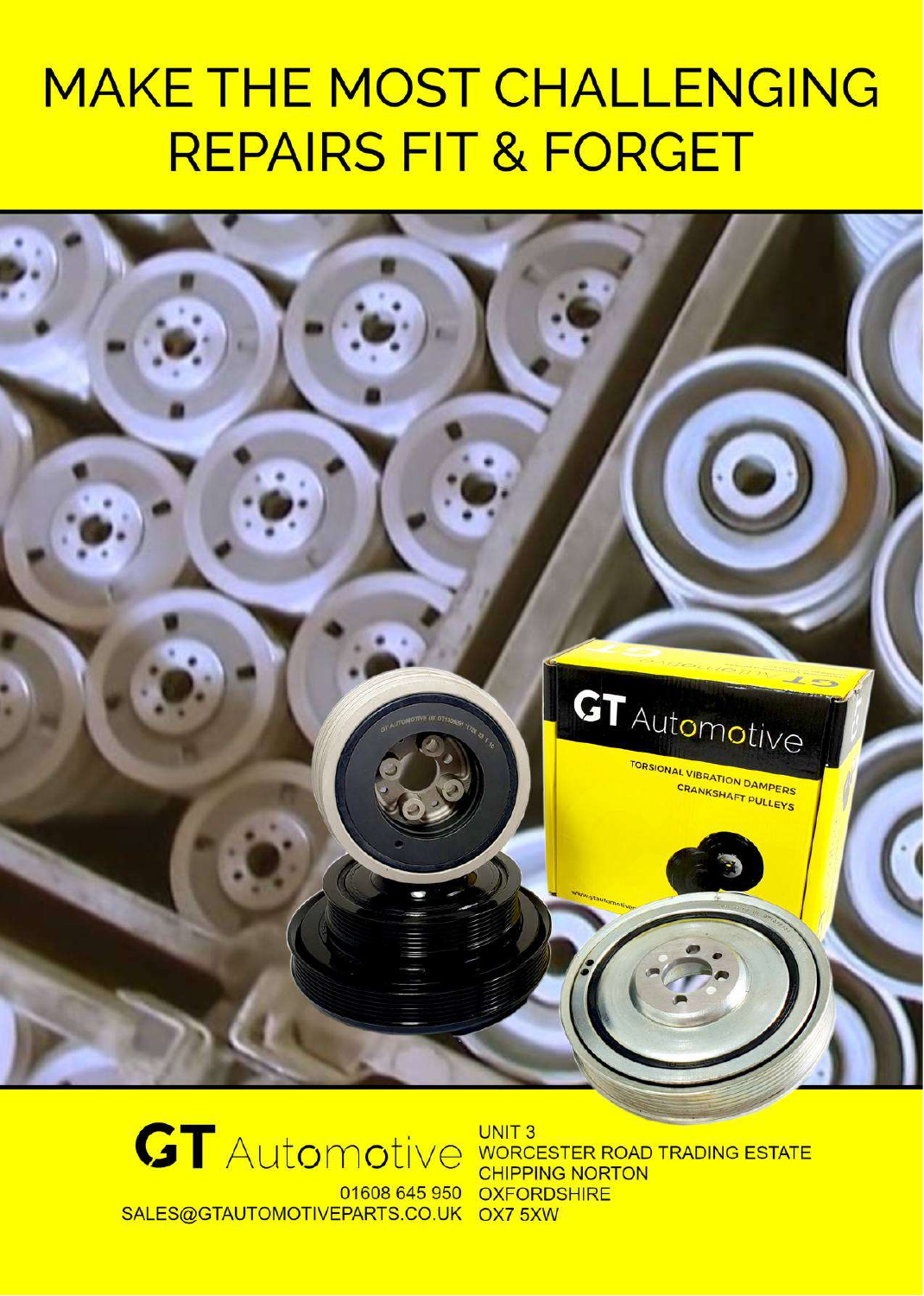# MAKE THE MOST CHALLENGING REPAIRS FIT & FORGET

**GT** Automotive

01608 645 950

SALES@GTAUTOMOTIVEPARTS.CO.UK

UNIT 3
WORCESTER ROAD TRADING ESTATE
CHIPPING NORTON
OXFORDSHIRE
OX7 5XW